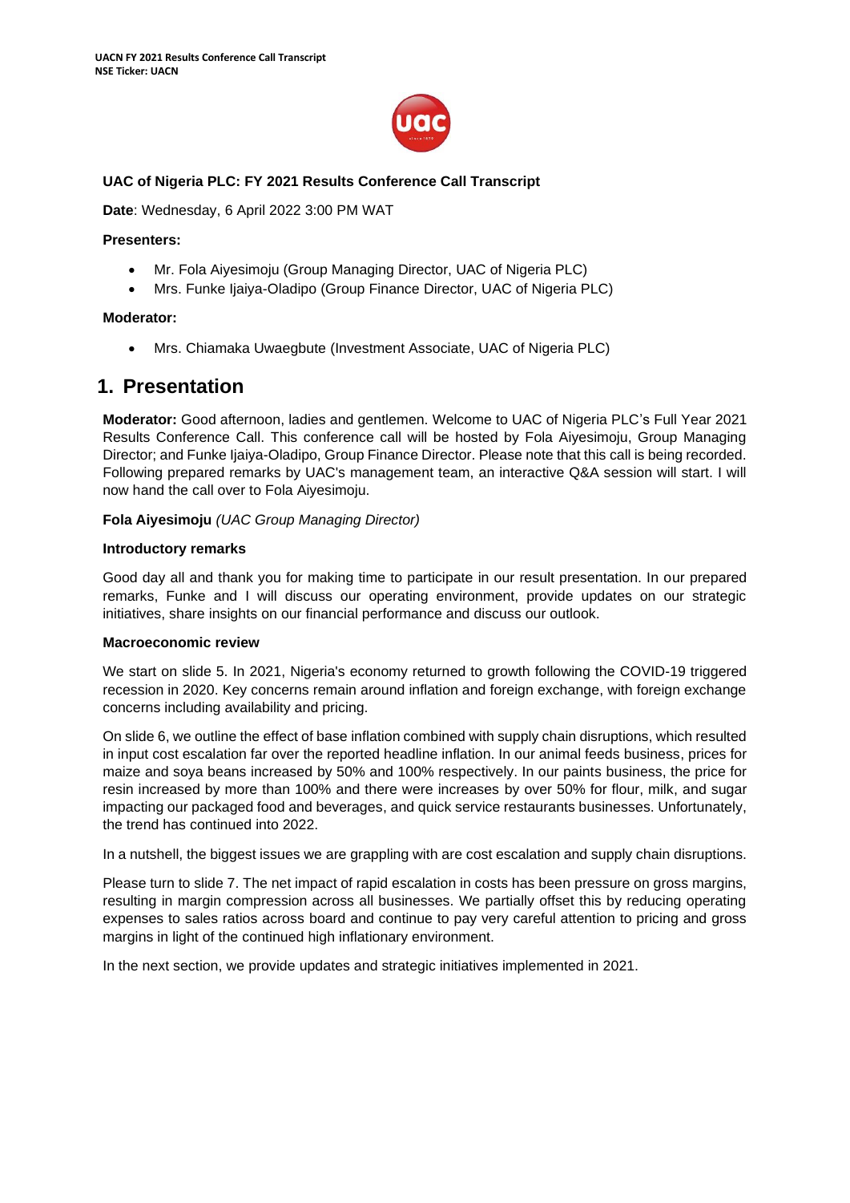**UACN FY 2021 Results Conference Call Transcript**
**NSE Ticker: UACN**

**UAC of Nigeria PLC: FY 2021 Results Conference Call Transcript**

**Date**: Wednesday, 6 April 2022 3:00 PM WAT

**Presenters:**

- Mr. Fola Aiyesimoju (Group Managing Director, UAC of Nigeria PLC)
- Mrs. Funke Ijaiya-Oladipo (Group Finance Director, UAC of Nigeria PLC)

**Moderator:**

- Mrs. Chiamaka Uwaegbute (Investment Associate, UAC of Nigeria PLC)

# 1. Presentation

**Moderator:** Good afternoon, ladies and gentlemen. Welcome to UAC of Nigeria PLC's Full Year 2021 Results Conference Call. This conference call will be hosted by Fola Aiyesimoju, Group Managing Director; and Funke Ijaiya-Oladipo, Group Finance Director. Please note that this call is being recorded. Following prepared remarks by UAC's management team, an interactive Q&A session will start. I will now hand the call over to Fola Aiyesimoju.

**Fola Aiyesimoju** *(UAC Group Managing Director)*

**Introductory remarks**

Good day all and thank you for making time to participate in our result presentation. In our prepared remarks, Funke and I will discuss our operating environment, provide updates on our strategic initiatives, share insights on our financial performance and discuss our outlook.

**Macroeconomic review**

We start on slide 5. In 2021, Nigeria's economy returned to growth following the COVID-19 triggered recession in 2020. Key concerns remain around inflation and foreign exchange, with foreign exchange concerns including availability and pricing.

On slide 6, we outline the effect of base inflation combined with supply chain disruptions, which resulted in input cost escalation far over the reported headline inflation. In our animal feeds business, prices for maize and soya beans increased by 50% and 100% respectively. In our paints business, the price for resin increased by more than 100% and there were increases by over 50% for flour, milk, and sugar impacting our packaged food and beverages, and quick service restaurants businesses. Unfortunately, the trend has continued into 2022.

In a nutshell, the biggest issues we are grappling with are cost escalation and supply chain disruptions.

Please turn to slide 7. The net impact of rapid escalation in costs has been pressure on gross margins, resulting in margin compression across all businesses. We partially offset this by reducing operating expenses to sales ratios across board and continue to pay very careful attention to pricing and gross margins in light of the continued high inflationary environment.

In the next section, we provide updates and strategic initiatives implemented in 2021.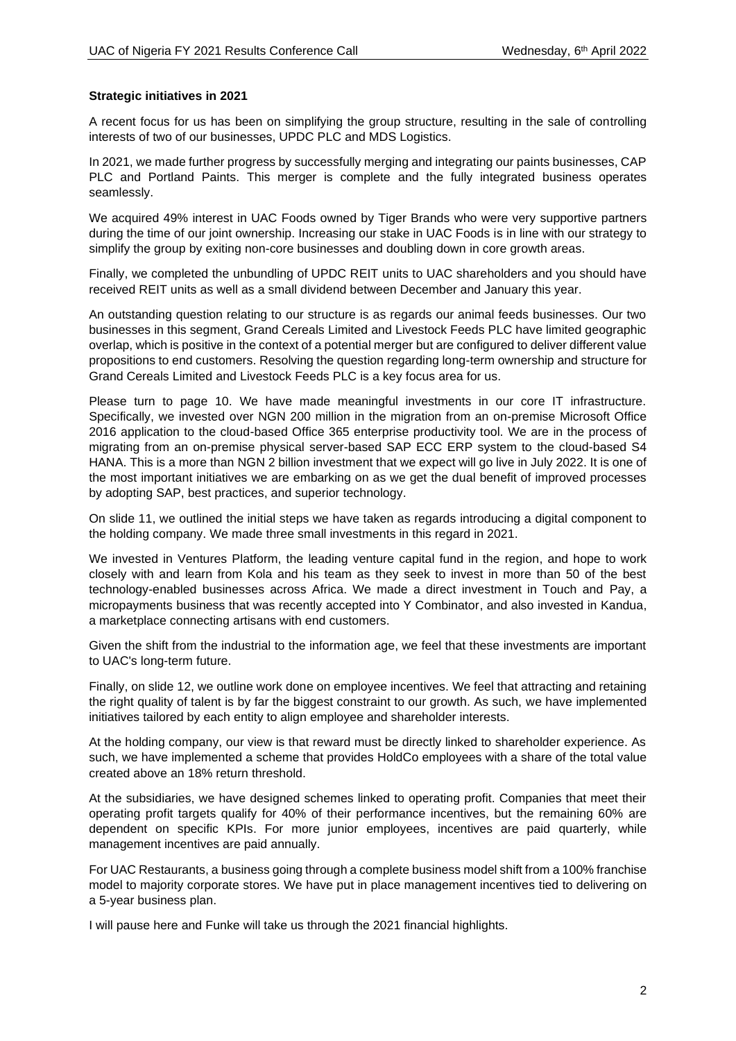**Strategic initiatives in 2021**

A recent focus for us has been on simplifying the group structure, resulting in the sale of controlling interests of two of our businesses, UPDC PLC and MDS Logistics.

In 2021, we made further progress by successfully merging and integrating our paints businesses, CAP PLC and Portland Paints. This merger is complete and the fully integrated business operates seamlessly.

We acquired 49% interest in UAC Foods owned by Tiger Brands who were very supportive partners during the time of our joint ownership. Increasing our stake in UAC Foods is in line with our strategy to simplify the group by exiting non-core businesses and doubling down in core growth areas.

Finally, we completed the unbundling of UPDC REIT units to UAC shareholders and you should have received REIT units as well as a small dividend between December and January this year.

An outstanding question relating to our structure is as regards our animal feeds businesses. Our two businesses in this segment, Grand Cereals Limited and Livestock Feeds PLC have limited geographic overlap, which is positive in the context of a potential merger but are configured to deliver different value propositions to end customers. Resolving the question regarding long-term ownership and structure for Grand Cereals Limited and Livestock Feeds PLC is a key focus area for us.

Please turn to page 10. We have made meaningful investments in our core IT infrastructure. Specifically, we invested over NGN 200 million in the migration from an on-premise Microsoft Office 2016 application to the cloud-based Office 365 enterprise productivity tool. We are in the process of migrating from an on-premise physical server-based SAP ECC ERP system to the cloud-based S4 HANA. This is a more than NGN 2 billion investment that we expect will go live in July 2022. It is one of the most important initiatives we are embarking on as we get the dual benefit of improved processes by adopting SAP, best practices, and superior technology.

On slide 11, we outlined the initial steps we have taken as regards introducing a digital component to the holding company. We made three small investments in this regard in 2021.

We invested in Ventures Platform, the leading venture capital fund in the region, and hope to work closely with and learn from Kola and his team as they seek to invest in more than 50 of the best technology-enabled businesses across Africa. We made a direct investment in Touch and Pay, a micropayments business that was recently accepted into Y Combinator, and also invested in Kandua, a marketplace connecting artisans with end customers.

Given the shift from the industrial to the information age, we feel that these investments are important to UAC's long-term future.

Finally, on slide 12, we outline work done on employee incentives. We feel that attracting and retaining the right quality of talent is by far the biggest constraint to our growth. As such, we have implemented initiatives tailored by each entity to align employee and shareholder interests.

At the holding company, our view is that reward must be directly linked to shareholder experience. As such, we have implemented a scheme that provides HoldCo employees with a share of the total value created above an 18% return threshold.

At the subsidiaries, we have designed schemes linked to operating profit. Companies that meet their operating profit targets qualify for 40% of their performance incentives, but the remaining 60% are dependent on specific KPIs. For more junior employees, incentives are paid quarterly, while management incentives are paid annually.

For UAC Restaurants, a business going through a complete business model shift from a 100% franchise model to majority corporate stores. We have put in place management incentives tied to delivering on a 5-year business plan.

I will pause here and Funke will take us through the 2021 financial highlights.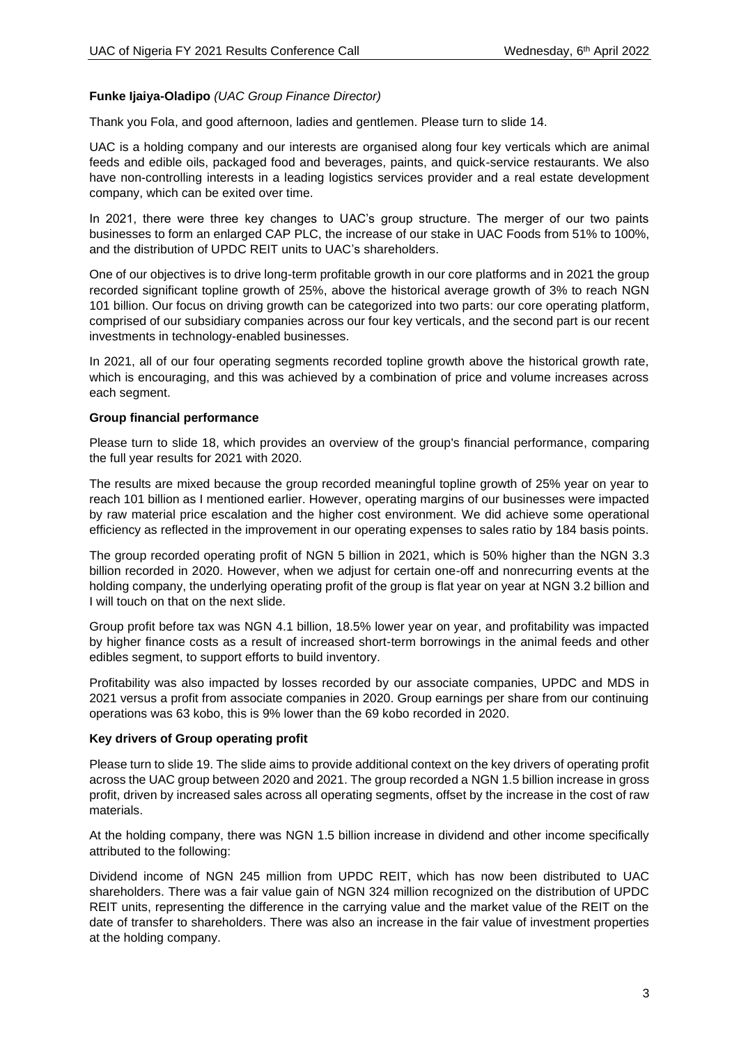**Funke Ijaiya-Oladipo** *(UAC Group Finance Director)*

Thank you Fola, and good afternoon, ladies and gentlemen. Please turn to slide 14.

UAC is a holding company and our interests are organised along four key verticals which are animal feeds and edible oils, packaged food and beverages, paints, and quick-service restaurants. We also have non-controlling interests in a leading logistics services provider and a real estate development company, which can be exited over time.

In 2021, there were three key changes to UAC's group structure. The merger of our two paints businesses to form an enlarged CAP PLC, the increase of our stake in UAC Foods from 51% to 100%, and the distribution of UPDC REIT units to UAC's shareholders.

One of our objectives is to drive long-term profitable growth in our core platforms and in 2021 the group recorded significant topline growth of 25%, above the historical average growth of 3% to reach NGN 101 billion. Our focus on driving growth can be categorized into two parts: our core operating platform, comprised of our subsidiary companies across our four key verticals, and the second part is our recent investments in technology-enabled businesses.

In 2021, all of our four operating segments recorded topline growth above the historical growth rate, which is encouraging, and this was achieved by a combination of price and volume increases across each segment.

**Group financial performance**

Please turn to slide 18, which provides an overview of the group's financial performance, comparing the full year results for 2021 with 2020.

The results are mixed because the group recorded meaningful topline growth of 25% year on year to reach 101 billion as I mentioned earlier. However, operating margins of our businesses were impacted by raw material price escalation and the higher cost environment. We did achieve some operational efficiency as reflected in the improvement in our operating expenses to sales ratio by 184 basis points.

The group recorded operating profit of NGN 5 billion in 2021, which is 50% higher than the NGN 3.3 billion recorded in 2020. However, when we adjust for certain one-off and nonrecurring events at the holding company, the underlying operating profit of the group is flat year on year at NGN 3.2 billion and I will touch on that on the next slide.

Group profit before tax was NGN 4.1 billion, 18.5% lower year on year, and profitability was impacted by higher finance costs as a result of increased short-term borrowings in the animal feeds and other edibles segment, to support efforts to build inventory.

Profitability was also impacted by losses recorded by our associate companies, UPDC and MDS in 2021 versus a profit from associate companies in 2020. Group earnings per share from our continuing operations was 63 kobo, this is 9% lower than the 69 kobo recorded in 2020.

**Key drivers of Group operating profit**

Please turn to slide 19. The slide aims to provide additional context on the key drivers of operating profit across the UAC group between 2020 and 2021. The group recorded a NGN 1.5 billion increase in gross profit, driven by increased sales across all operating segments, offset by the increase in the cost of raw materials.

At the holding company, there was NGN 1.5 billion increase in dividend and other income specifically attributed to the following:

Dividend income of NGN 245 million from UPDC REIT, which has now been distributed to UAC shareholders. There was a fair value gain of NGN 324 million recognized on the distribution of UPDC REIT units, representing the difference in the carrying value and the market value of the REIT on the date of transfer to shareholders. There was also an increase in the fair value of investment properties at the holding company.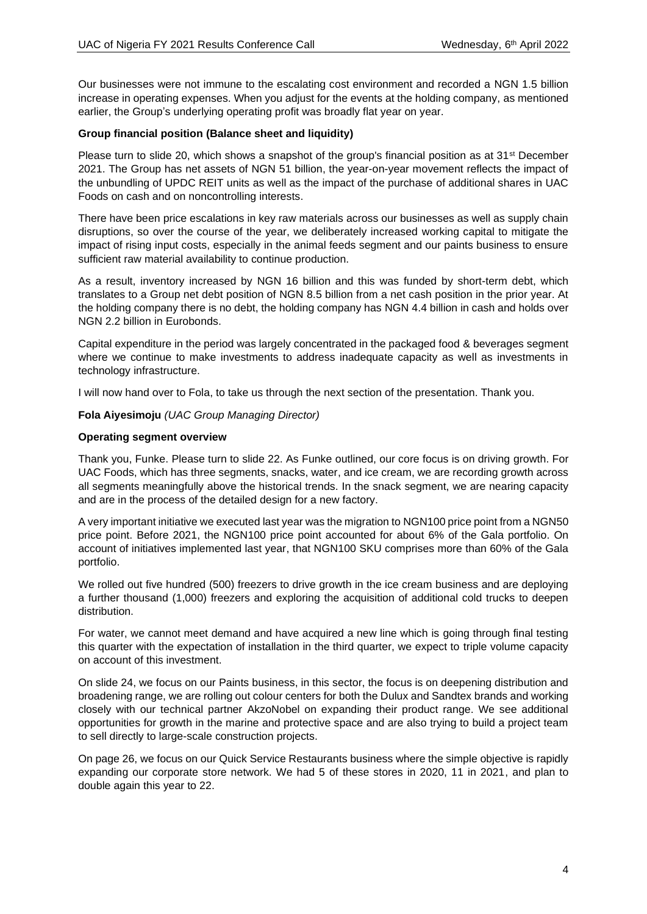Our businesses were not immune to the escalating cost environment and recorded a NGN 1.5 billion increase in operating expenses. When you adjust for the events at the holding company, as mentioned earlier, the Group's underlying operating profit was broadly flat year on year.

**Group financial position (Balance sheet and liquidity)**

Please turn to slide 20, which shows a snapshot of the group's financial position as at 31st December 2021. The Group has net assets of NGN 51 billion, the year-on-year movement reflects the impact of the unbundling of UPDC REIT units as well as the impact of the purchase of additional shares in UAC Foods on cash and on noncontrolling interests.

There have been price escalations in key raw materials across our businesses as well as supply chain disruptions, so over the course of the year, we deliberately increased working capital to mitigate the impact of rising input costs, especially in the animal feeds segment and our paints business to ensure sufficient raw material availability to continue production.

As a result, inventory increased by NGN 16 billion and this was funded by short-term debt, which translates to a Group net debt position of NGN 8.5 billion from a net cash position in the prior year. At the holding company there is no debt, the holding company has NGN 4.4 billion in cash and holds over NGN 2.2 billion in Eurobonds.

Capital expenditure in the period was largely concentrated in the packaged food & beverages segment where we continue to make investments to address inadequate capacity as well as investments in technology infrastructure.

I will now hand over to Fola, to take us through the next section of the presentation. Thank you.

**Fola Aiyesimoju** *(UAC Group Managing Director)*

**Operating segment overview**

Thank you, Funke. Please turn to slide 22. As Funke outlined, our core focus is on driving growth. For UAC Foods, which has three segments, snacks, water, and ice cream, we are recording growth across all segments meaningfully above the historical trends. In the snack segment, we are nearing capacity and are in the process of the detailed design for a new factory.

A very important initiative we executed last year was the migration to NGN100 price point from a NGN50 price point. Before 2021, the NGN100 price point accounted for about 6% of the Gala portfolio. On account of initiatives implemented last year, that NGN100 SKU comprises more than 60% of the Gala portfolio.

We rolled out five hundred (500) freezers to drive growth in the ice cream business and are deploying a further thousand (1,000) freezers and exploring the acquisition of additional cold trucks to deepen distribution.

For water, we cannot meet demand and have acquired a new line which is going through final testing this quarter with the expectation of installation in the third quarter, we expect to triple volume capacity on account of this investment.

On slide 24, we focus on our Paints business, in this sector, the focus is on deepening distribution and broadening range, we are rolling out colour centers for both the Dulux and Sandtex brands and working closely with our technical partner AkzoNobel on expanding their product range. We see additional opportunities for growth in the marine and protective space and are also trying to build a project team to sell directly to large-scale construction projects.

On page 26, we focus on our Quick Service Restaurants business where the simple objective is rapidly expanding our corporate store network. We had 5 of these stores in 2020, 11 in 2021, and plan to double again this year to 22.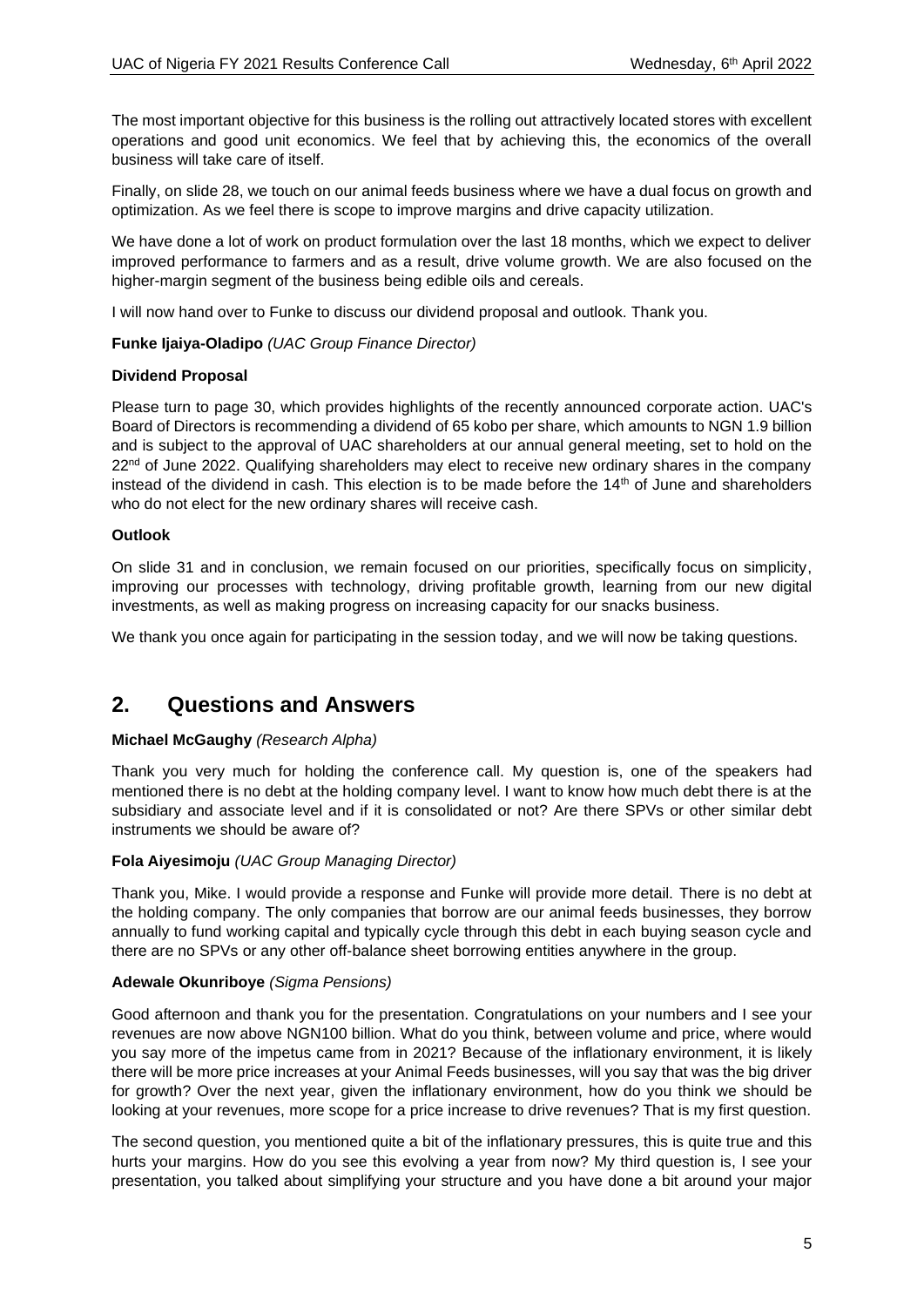The most important objective for this business is the rolling out attractively located stores with excellent operations and good unit economics. We feel that by achieving this, the economics of the overall business will take care of itself.

Finally, on slide 28, we touch on our animal feeds business where we have a dual focus on growth and optimization. As we feel there is scope to improve margins and drive capacity utilization.

We have done a lot of work on product formulation over the last 18 months, which we expect to deliver improved performance to farmers and as a result, drive volume growth. We are also focused on the higher-margin segment of the business being edible oils and cereals.

I will now hand over to Funke to discuss our dividend proposal and outlook. Thank you.

**Funke Ijaiya-Oladipo** *(UAC Group Finance Director)*

**Dividend Proposal**

Please turn to page 30, which provides highlights of the recently announced corporate action. UAC's Board of Directors is recommending a dividend of 65 kobo per share, which amounts to NGN 1.9 billion and is subject to the approval of UAC shareholders at our annual general meeting, set to hold on the 22nd of June 2022. Qualifying shareholders may elect to receive new ordinary shares in the company instead of the dividend in cash. This election is to be made before the 14th of June and shareholders who do not elect for the new ordinary shares will receive cash.

**Outlook**

On slide 31 and in conclusion, we remain focused on our priorities, specifically focus on simplicity, improving our processes with technology, driving profitable growth, learning from our new digital investments, as well as making progress on increasing capacity for our snacks business.

We thank you once again for participating in the session today, and we will now be taking questions.

## 2. Questions and Answers

**Michael McGaughy** *(Research Alpha)*

Thank you very much for holding the conference call. My question is, one of the speakers had mentioned there is no debt at the holding company level. I want to know how much debt there is at the subsidiary and associate level and if it is consolidated or not? Are there SPVs or other similar debt instruments we should be aware of?

**Fola Aiyesimoju** *(UAC Group Managing Director)*

Thank you, Mike. I would provide a response and Funke will provide more detail. There is no debt at the holding company. The only companies that borrow are our animal feeds businesses, they borrow annually to fund working capital and typically cycle through this debt in each buying season cycle and there are no SPVs or any other off-balance sheet borrowing entities anywhere in the group.

**Adewale Okunriboye** *(Sigma Pensions)*

Good afternoon and thank you for the presentation. Congratulations on your numbers and I see your revenues are now above NGN100 billion. What do you think, between volume and price, where would you say more of the impetus came from in 2021? Because of the inflationary environment, it is likely there will be more price increases at your Animal Feeds businesses, will you say that was the big driver for growth? Over the next year, given the inflationary environment, how do you think we should be looking at your revenues, more scope for a price increase to drive revenues? That is my first question.

The second question, you mentioned quite a bit of the inflationary pressures, this is quite true and this hurts your margins. How do you see this evolving a year from now? My third question is, I see your presentation, you talked about simplifying your structure and you have done a bit around your major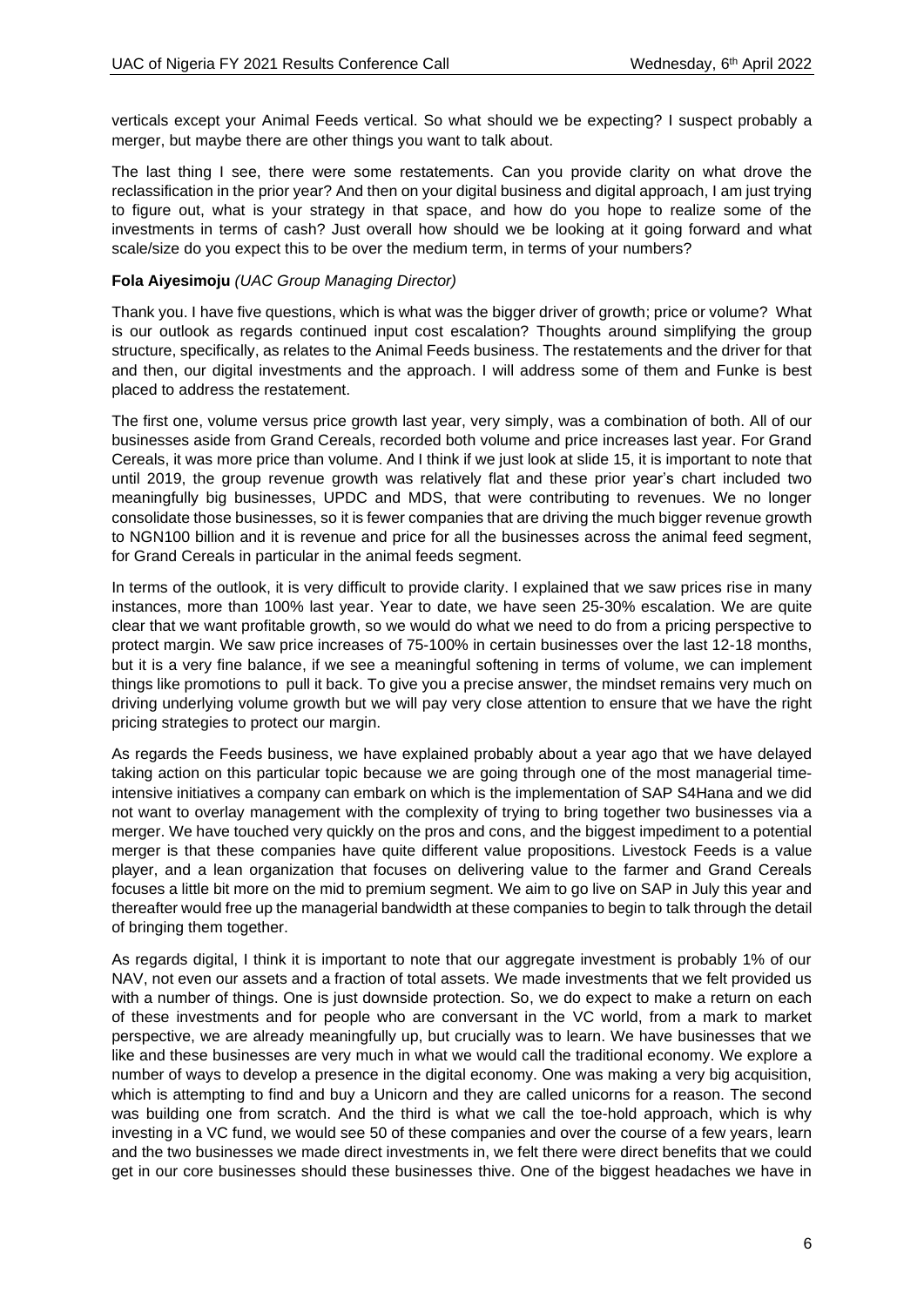verticals except your Animal Feeds vertical. So what should we be expecting? I suspect probably a merger, but maybe there are other things you want to talk about.

The last thing I see, there were some restatements. Can you provide clarity on what drove the reclassification in the prior year? And then on your digital business and digital approach, I am just trying to figure out, what is your strategy in that space, and how do you hope to realize some of the investments in terms of cash? Just overall how should we be looking at it going forward and what scale/size do you expect this to be over the medium term, in terms of your numbers?

**Fola Aiyesimoju** *(UAC Group Managing Director)*

Thank you. I have five questions, which is what was the bigger driver of growth; price or volume? What is our outlook as regards continued input cost escalation? Thoughts around simplifying the group structure, specifically, as relates to the Animal Feeds business. The restatements and the driver for that and then, our digital investments and the approach. I will address some of them and Funke is best placed to address the restatement.

The first one, volume versus price growth last year, very simply, was a combination of both. All of our businesses aside from Grand Cereals, recorded both volume and price increases last year. For Grand Cereals, it was more price than volume. And I think if we just look at slide 15, it is important to note that until 2019, the group revenue growth was relatively flat and these prior year's chart included two meaningfully big businesses, UPDC and MDS, that were contributing to revenues. We no longer consolidate those businesses, so it is fewer companies that are driving the much bigger revenue growth to NGN100 billion and it is revenue and price for all the businesses across the animal feed segment, for Grand Cereals in particular in the animal feeds segment.

In terms of the outlook, it is very difficult to provide clarity. I explained that we saw prices rise in many instances, more than 100% last year. Year to date, we have seen 25-30% escalation. We are quite clear that we want profitable growth, so we would do what we need to do from a pricing perspective to protect margin. We saw price increases of 75-100% in certain businesses over the last 12-18 months, but it is a very fine balance, if we see a meaningful softening in terms of volume, we can implement things like promotions to pull it back. To give you a precise answer, the mindset remains very much on driving underlying volume growth but we will pay very close attention to ensure that we have the right pricing strategies to protect our margin.

As regards the Feeds business, we have explained probably about a year ago that we have delayed taking action on this particular topic because we are going through one of the most managerial time-intensive initiatives a company can embark on which is the implementation of SAP S4Hana and we did not want to overlay management with the complexity of trying to bring together two businesses via a merger. We have touched very quickly on the pros and cons, and the biggest impediment to a potential merger is that these companies have quite different value propositions. Livestock Feeds is a value player, and a lean organization that focuses on delivering value to the farmer and Grand Cereals focuses a little bit more on the mid to premium segment. We aim to go live on SAP in July this year and thereafter would free up the managerial bandwidth at these companies to begin to talk through the detail of bringing them together.

As regards digital, I think it is important to note that our aggregate investment is probably 1% of our NAV, not even our assets and a fraction of total assets. We made investments that we felt provided us with a number of things. One is just downside protection. So, we do expect to make a return on each of these investments and for people who are conversant in the VC world, from a mark to market perspective, we are already meaningfully up, but crucially was to learn. We have businesses that we like and these businesses are very much in what we would call the traditional economy. We explore a number of ways to develop a presence in the digital economy. One was making a very big acquisition, which is attempting to find and buy a Unicorn and they are called unicorns for a reason. The second was building one from scratch. And the third is what we call the toe-hold approach, which is why investing in a VC fund, we would see 50 of these companies and over the course of a few years, learn and the two businesses we made direct investments in, we felt there were direct benefits that we could get in our core businesses should these businesses thive. One of the biggest headaches we have in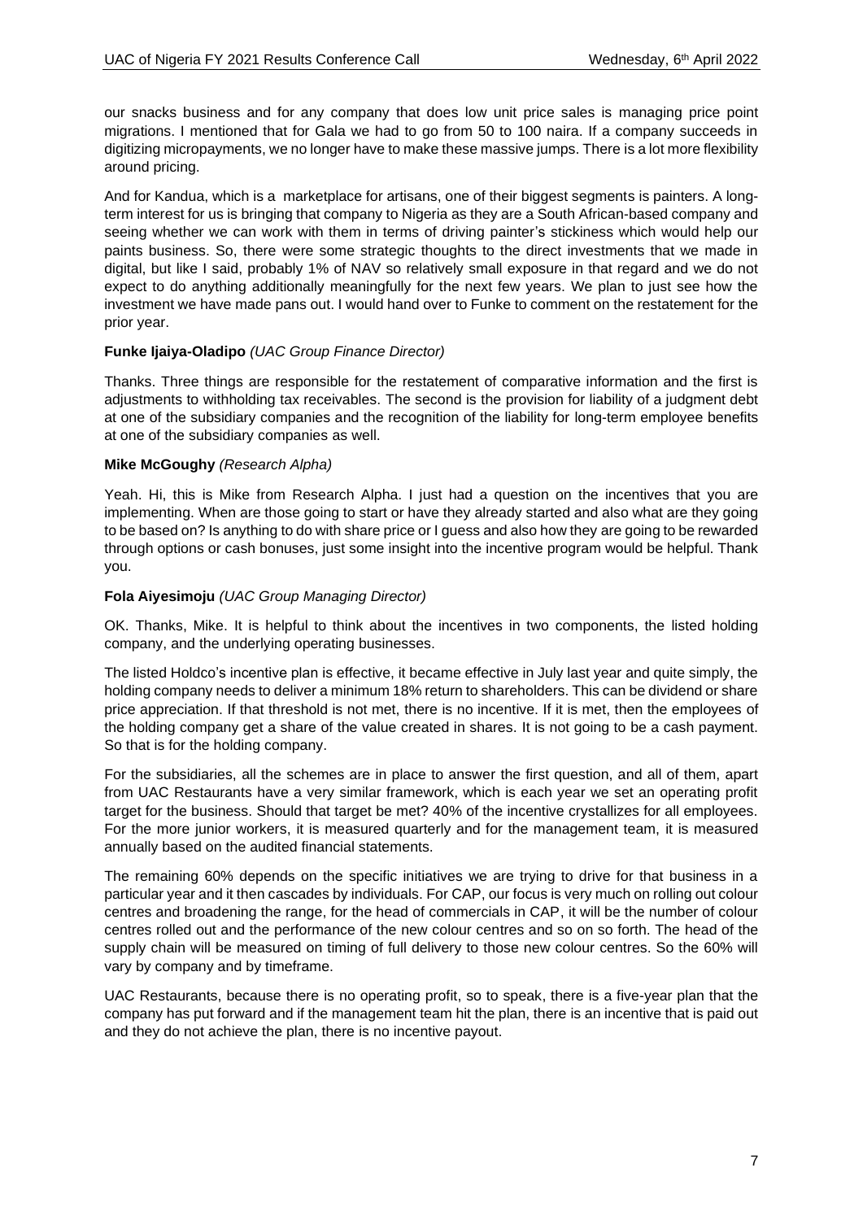our snacks business and for any company that does low unit price sales is managing price point migrations. I mentioned that for Gala we had to go from 50 to 100 naira. If a company succeeds in digitizing micropayments, we no longer have to make these massive jumps. There is a lot more flexibility around pricing.

And for Kandua, which is a marketplace for artisans, one of their biggest segments is painters. A long-term interest for us is bringing that company to Nigeria as they are a South African-based company and seeing whether we can work with them in terms of driving painter's stickiness which would help our paints business. So, there were some strategic thoughts to the direct investments that we made in digital, but like I said, probably 1% of NAV so relatively small exposure in that regard and we do not expect to do anything additionally meaningfully for the next few years. We plan to just see how the investment we have made pans out. I would hand over to Funke to comment on the restatement for the prior year.

**Funke Ijaiya-Oladipo** *(UAC Group Finance Director)*

Thanks. Three things are responsible for the restatement of comparative information and the first is adjustments to withholding tax receivables. The second is the provision for liability of a judgment debt at one of the subsidiary companies and the recognition of the liability for long-term employee benefits at one of the subsidiary companies as well.

**Mike McGoughy** *(Research Alpha)*

Yeah. Hi, this is Mike from Research Alpha. I just had a question on the incentives that you are implementing. When are those going to start or have they already started and also what are they going to be based on? Is anything to do with share price or I guess and also how they are going to be rewarded through options or cash bonuses, just some insight into the incentive program would be helpful. Thank you.

**Fola Aiyesimoju** *(UAC Group Managing Director)*

OK. Thanks, Mike. It is helpful to think about the incentives in two components, the listed holding company, and the underlying operating businesses.

The listed Holdco's incentive plan is effective, it became effective in July last year and quite simply, the holding company needs to deliver a minimum 18% return to shareholders. This can be dividend or share price appreciation. If that threshold is not met, there is no incentive. If it is met, then the employees of the holding company get a share of the value created in shares. It is not going to be a cash payment. So that is for the holding company.

For the subsidiaries, all the schemes are in place to answer the first question, and all of them, apart from UAC Restaurants have a very similar framework, which is each year we set an operating profit target for the business. Should that target be met? 40% of the incentive crystallizes for all employees. For the more junior workers, it is measured quarterly and for the management team, it is measured annually based on the audited financial statements.

The remaining 60% depends on the specific initiatives we are trying to drive for that business in a particular year and it then cascades by individuals. For CAP, our focus is very much on rolling out colour centres and broadening the range, for the head of commercials in CAP, it will be the number of colour centres rolled out and the performance of the new colour centres and so on so forth. The head of the supply chain will be measured on timing of full delivery to those new colour centres. So the 60% will vary by company and by timeframe.

UAC Restaurants, because there is no operating profit, so to speak, there is a five-year plan that the company has put forward and if the management team hit the plan, there is an incentive that is paid out and they do not achieve the plan, there is no incentive payout.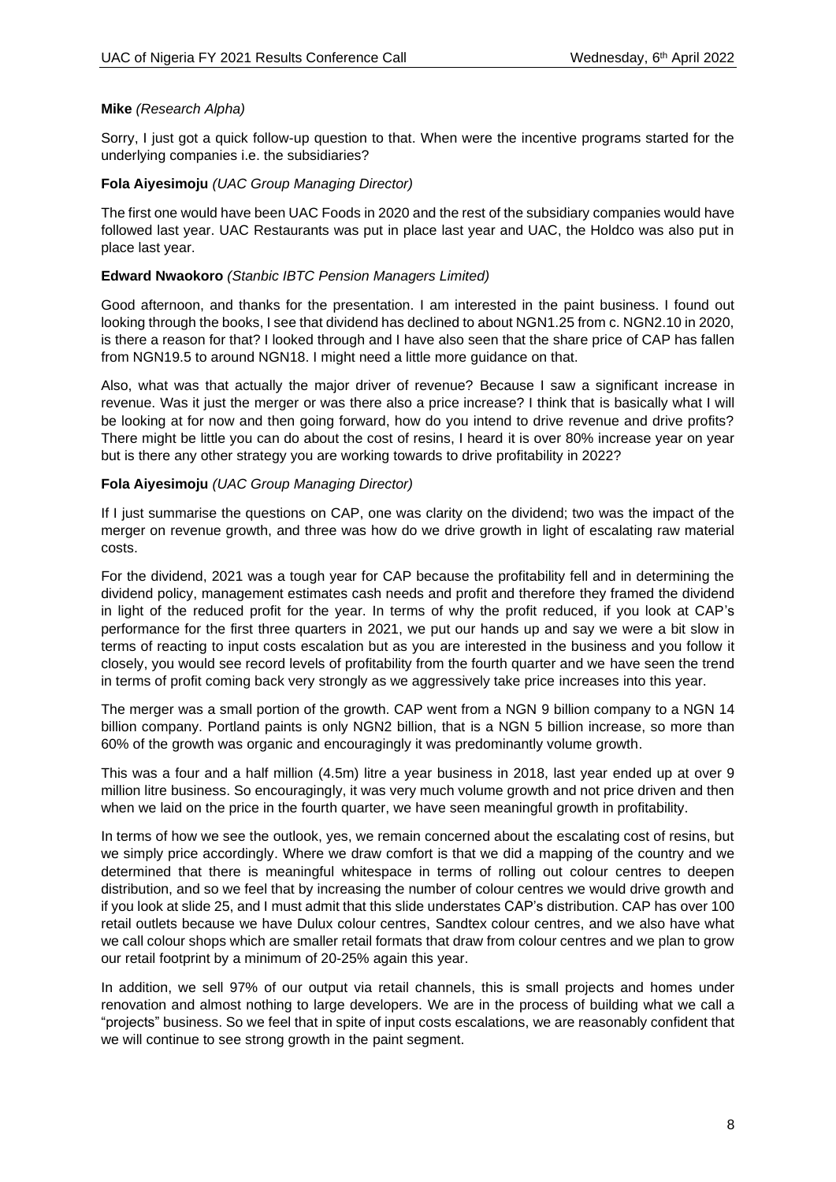**Mike** *(Research Alpha)*

Sorry, I just got a quick follow-up question to that. When were the incentive programs started for the underlying companies i.e. the subsidiaries?

**Fola Aiyesimoju** *(UAC Group Managing Director)*

The first one would have been UAC Foods in 2020 and the rest of the subsidiary companies would have followed last year. UAC Restaurants was put in place last year and UAC, the Holdco was also put in place last year.

**Edward Nwaokoro** *(Stanbic IBTC Pension Managers Limited)*

Good afternoon, and thanks for the presentation. I am interested in the paint business. I found out looking through the books, I see that dividend has declined to about NGN1.25 from c. NGN2.10 in 2020, is there a reason for that? I looked through and I have also seen that the share price of CAP has fallen from NGN19.5 to around NGN18. I might need a little more guidance on that.

Also, what was that actually the major driver of revenue? Because I saw a significant increase in revenue. Was it just the merger or was there also a price increase? I think that is basically what I will be looking at for now and then going forward, how do you intend to drive revenue and drive profits? There might be little you can do about the cost of resins, I heard it is over 80% increase year on year but is there any other strategy you are working towards to drive profitability in 2022?

**Fola Aiyesimoju** *(UAC Group Managing Director)*

If I just summarise the questions on CAP, one was clarity on the dividend; two was the impact of the merger on revenue growth, and three was how do we drive growth in light of escalating raw material costs.

For the dividend, 2021 was a tough year for CAP because the profitability fell and in determining the dividend policy, management estimates cash needs and profit and therefore they framed the dividend in light of the reduced profit for the year. In terms of why the profit reduced, if you look at CAP's performance for the first three quarters in 2021, we put our hands up and say we were a bit slow in terms of reacting to input costs escalation but as you are interested in the business and you follow it closely, you would see record levels of profitability from the fourth quarter and we have seen the trend in terms of profit coming back very strongly as we aggressively take price increases into this year.

The merger was a small portion of the growth. CAP went from a NGN 9 billion company to a NGN 14 billion company. Portland paints is only NGN2 billion, that is a NGN 5 billion increase, so more than 60% of the growth was organic and encouragingly it was predominantly volume growth.

This was a four and a half million (4.5m) litre a year business in 2018, last year ended up at over 9 million litre business. So encouragingly, it was very much volume growth and not price driven and then when we laid on the price in the fourth quarter, we have seen meaningful growth in profitability.

In terms of how we see the outlook, yes, we remain concerned about the escalating cost of resins, but we simply price accordingly. Where we draw comfort is that we did a mapping of the country and we determined that there is meaningful whitespace in terms of rolling out colour centres to deepen distribution, and so we feel that by increasing the number of colour centres we would drive growth and if you look at slide 25, and I must admit that this slide understates CAP's distribution. CAP has over 100 retail outlets because we have Dulux colour centres, Sandtex colour centres, and we also have what we call colour shops which are smaller retail formats that draw from colour centres and we plan to grow our retail footprint by a minimum of 20-25% again this year.

In addition, we sell 97% of our output via retail channels, this is small projects and homes under renovation and almost nothing to large developers. We are in the process of building what we call a "projects" business. So we feel that in spite of input costs escalations, we are reasonably confident that we will continue to see strong growth in the paint segment.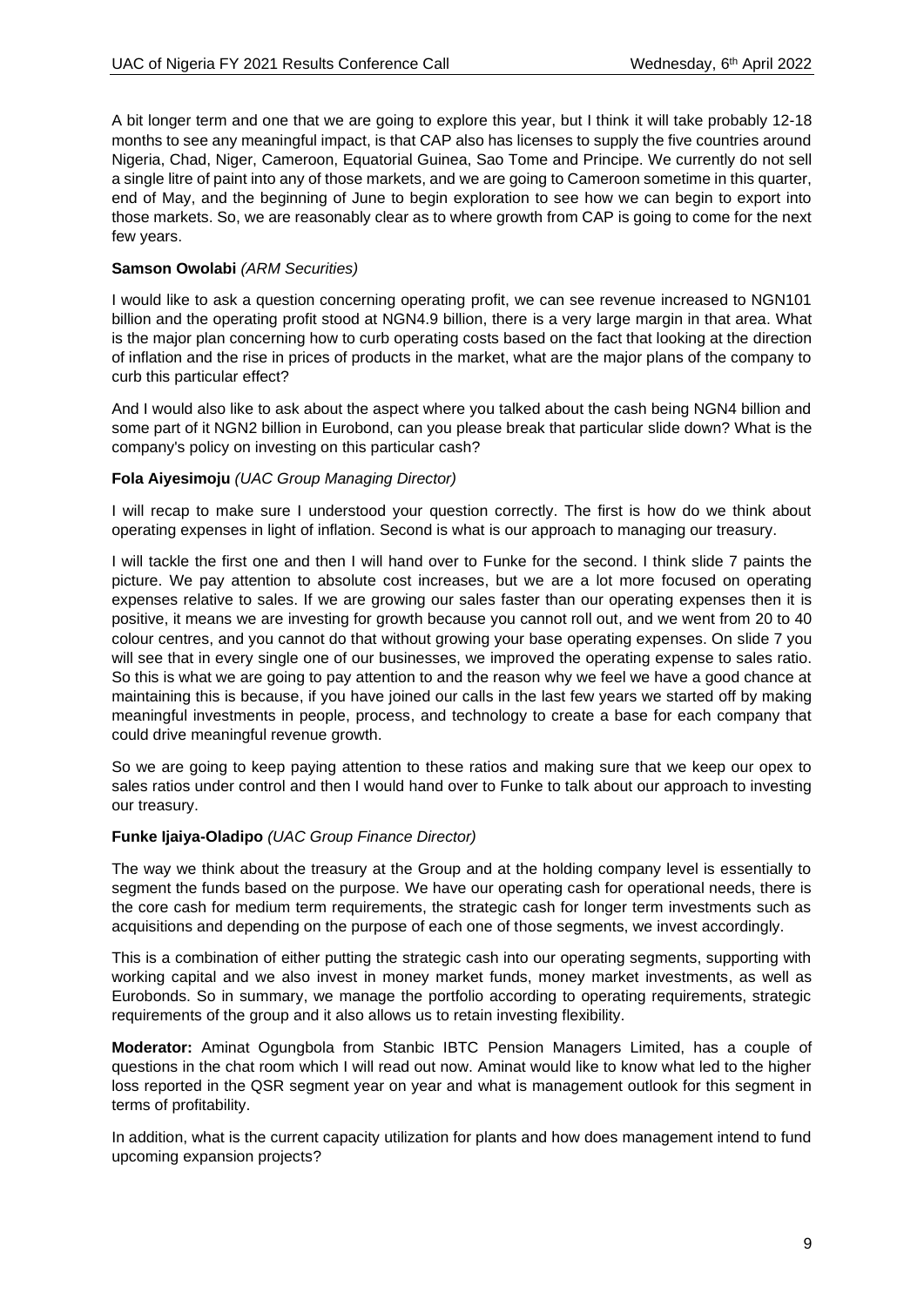A bit longer term and one that we are going to explore this year, but I think it will take probably 12-18 months to see any meaningful impact, is that CAP also has licenses to supply the five countries around Nigeria, Chad, Niger, Cameroon, Equatorial Guinea, Sao Tome and Principe. We currently do not sell a single litre of paint into any of those markets, and we are going to Cameroon sometime in this quarter, end of May, and the beginning of June to begin exploration to see how we can begin to export into those markets. So, we are reasonably clear as to where growth from CAP is going to come for the next few years.

**Samson Owolabi** *(ARM Securities)*

I would like to ask a question concerning operating profit, we can see revenue increased to NGN101 billion and the operating profit stood at NGN4.9 billion, there is a very large margin in that area. What is the major plan concerning how to curb operating costs based on the fact that looking at the direction of inflation and the rise in prices of products in the market, what are the major plans of the company to curb this particular effect?

And I would also like to ask about the aspect where you talked about the cash being NGN4 billion and some part of it NGN2 billion in Eurobond, can you please break that particular slide down? What is the company's policy on investing on this particular cash?

**Fola Aiyesimoju** *(UAC Group Managing Director)*

I will recap to make sure I understood your question correctly. The first is how do we think about operating expenses in light of inflation. Second is what is our approach to managing our treasury.

I will tackle the first one and then I will hand over to Funke for the second. I think slide 7 paints the picture. We pay attention to absolute cost increases, but we are a lot more focused on operating expenses relative to sales. If we are growing our sales faster than our operating expenses then it is positive, it means we are investing for growth because you cannot roll out, and we went from 20 to 40 colour centres, and you cannot do that without growing your base operating expenses. On slide 7 you will see that in every single one of our businesses, we improved the operating expense to sales ratio. So this is what we are going to pay attention to and the reason why we feel we have a good chance at maintaining this is because, if you have joined our calls in the last few years we started off by making meaningful investments in people, process, and technology to create a base for each company that could drive meaningful revenue growth.

So we are going to keep paying attention to these ratios and making sure that we keep our opex to sales ratios under control and then I would hand over to Funke to talk about our approach to investing our treasury.

**Funke Ijaiya-Oladipo** *(UAC Group Finance Director)*

The way we think about the treasury at the Group and at the holding company level is essentially to segment the funds based on the purpose. We have our operating cash for operational needs, there is the core cash for medium term requirements, the strategic cash for longer term investments such as acquisitions and depending on the purpose of each one of those segments, we invest accordingly.

This is a combination of either putting the strategic cash into our operating segments, supporting with working capital and we also invest in money market funds, money market investments, as well as Eurobonds. So in summary, we manage the portfolio according to operating requirements, strategic requirements of the group and it also allows us to retain investing flexibility.

**Moderator:** Aminat Ogungbola from Stanbic IBTC Pension Managers Limited, has a couple of questions in the chat room which I will read out now. Aminat would like to know what led to the higher loss reported in the QSR segment year on year and what is management outlook for this segment in terms of profitability.

In addition, what is the current capacity utilization for plants and how does management intend to fund upcoming expansion projects?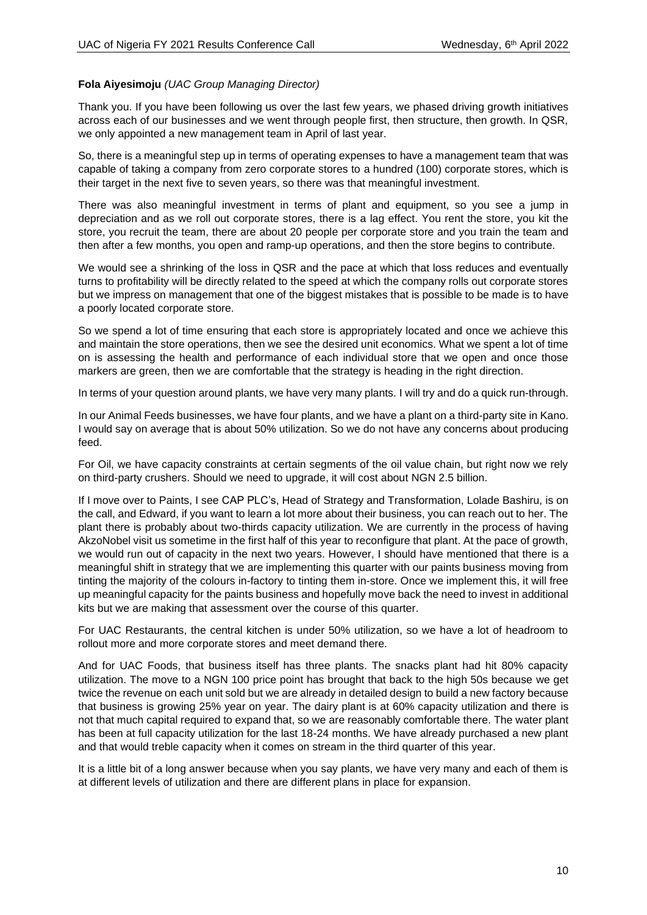**Fola Aiyesimoju** *(UAC Group Managing Director)*

Thank you. If you have been following us over the last few years, we phased driving growth initiatives across each of our businesses and we went through people first, then structure, then growth. In QSR, we only appointed a new management team in April of last year.

So, there is a meaningful step up in terms of operating expenses to have a management team that was capable of taking a company from zero corporate stores to a hundred (100) corporate stores, which is their target in the next five to seven years, so there was that meaningful investment.

There was also meaningful investment in terms of plant and equipment, so you see a jump in depreciation and as we roll out corporate stores, there is a lag effect. You rent the store, you kit the store, you recruit the team, there are about 20 people per corporate store and you train the team and then after a few months, you open and ramp-up operations, and then the store begins to contribute.

We would see a shrinking of the loss in QSR and the pace at which that loss reduces and eventually turns to profitability will be directly related to the speed at which the company rolls out corporate stores but we impress on management that one of the biggest mistakes that is possible to be made is to have a poorly located corporate store.

So we spend a lot of time ensuring that each store is appropriately located and once we achieve this and maintain the store operations, then we see the desired unit economics. What we spent a lot of time on is assessing the health and performance of each individual store that we open and once those markers are green, then we are comfortable that the strategy is heading in the right direction.

In terms of your question around plants, we have very many plants. I will try and do a quick run-through.

In our Animal Feeds businesses, we have four plants, and we have a plant on a third-party site in Kano. I would say on average that is about 50% utilization. So we do not have any concerns about producing feed.

For Oil, we have capacity constraints at certain segments of the oil value chain, but right now we rely on third-party crushers. Should we need to upgrade, it will cost about NGN 2.5 billion.

If I move over to Paints, I see CAP PLC's, Head of Strategy and Transformation, Lolade Bashiru, is on the call, and Edward, if you want to learn a lot more about their business, you can reach out to her. The plant there is probably about two-thirds capacity utilization. We are currently in the process of having AkzoNobel visit us sometime in the first half of this year to reconfigure that plant. At the pace of growth, we would run out of capacity in the next two years. However, I should have mentioned that there is a meaningful shift in strategy that we are implementing this quarter with our paints business moving from tinting the majority of the colours in-factory to tinting them in-store. Once we implement this, it will free up meaningful capacity for the paints business and hopefully move back the need to invest in additional kits but we are making that assessment over the course of this quarter.

For UAC Restaurants, the central kitchen is under 50% utilization, so we have a lot of headroom to rollout more and more corporate stores and meet demand there.

And for UAC Foods, that business itself has three plants. The snacks plant had hit 80% capacity utilization. The move to a NGN 100 price point has brought that back to the high 50s because we get twice the revenue on each unit sold but we are already in detailed design to build a new factory because that business is growing 25% year on year. The dairy plant is at 60% capacity utilization and there is not that much capital required to expand that, so we are reasonably comfortable there. The water plant has been at full capacity utilization for the last 18-24 months. We have already purchased a new plant and that would treble capacity when it comes on stream in the third quarter of this year.

It is a little bit of a long answer because when you say plants, we have very many and each of them is at different levels of utilization and there are different plans in place for expansion.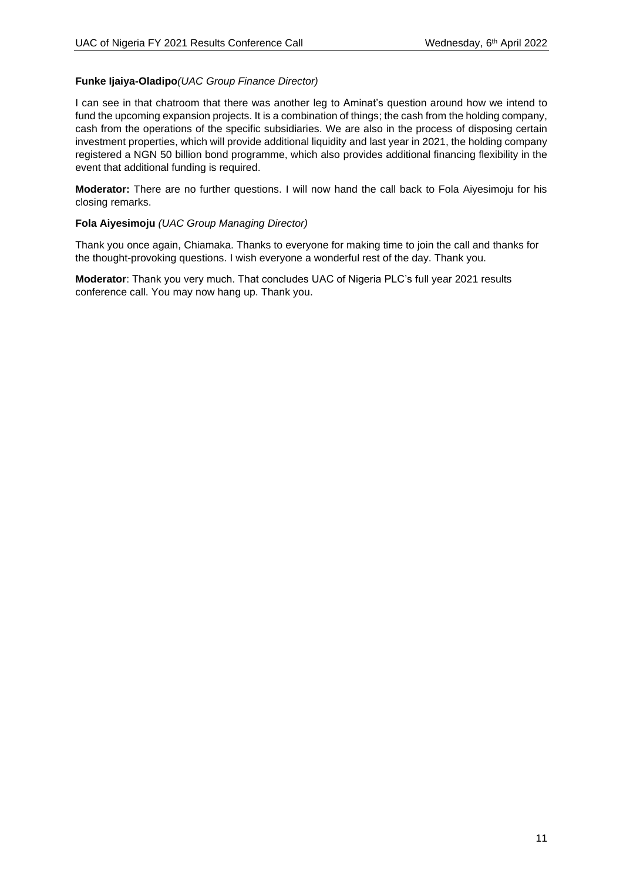**Funke Ijaiya-Oladipo** *(UAC Group Finance Director)*

I can see in that chatroom that there was another leg to Aminat's question around how we intend to fund the upcoming expansion projects. It is a combination of things; the cash from the holding company, cash from the operations of the specific subsidiaries. We are also in the process of disposing certain investment properties, which will provide additional liquidity and last year in 2021, the holding company registered a NGN 50 billion bond programme, which also provides additional financing flexibility in the event that additional funding is required.

**Moderator:** There are no further questions. I will now hand the call back to Fola Aiyesimoju for his closing remarks.

**Fola Aiyesimoju** *(UAC Group Managing Director)*

Thank you once again, Chiamaka. Thanks to everyone for making time to join the call and thanks for the thought-provoking questions. I wish everyone a wonderful rest of the day. Thank you.

**Moderator**: Thank you very much. That concludes UAC of Nigeria PLC's full year 2021 results conference call. You may now hang up. Thank you.